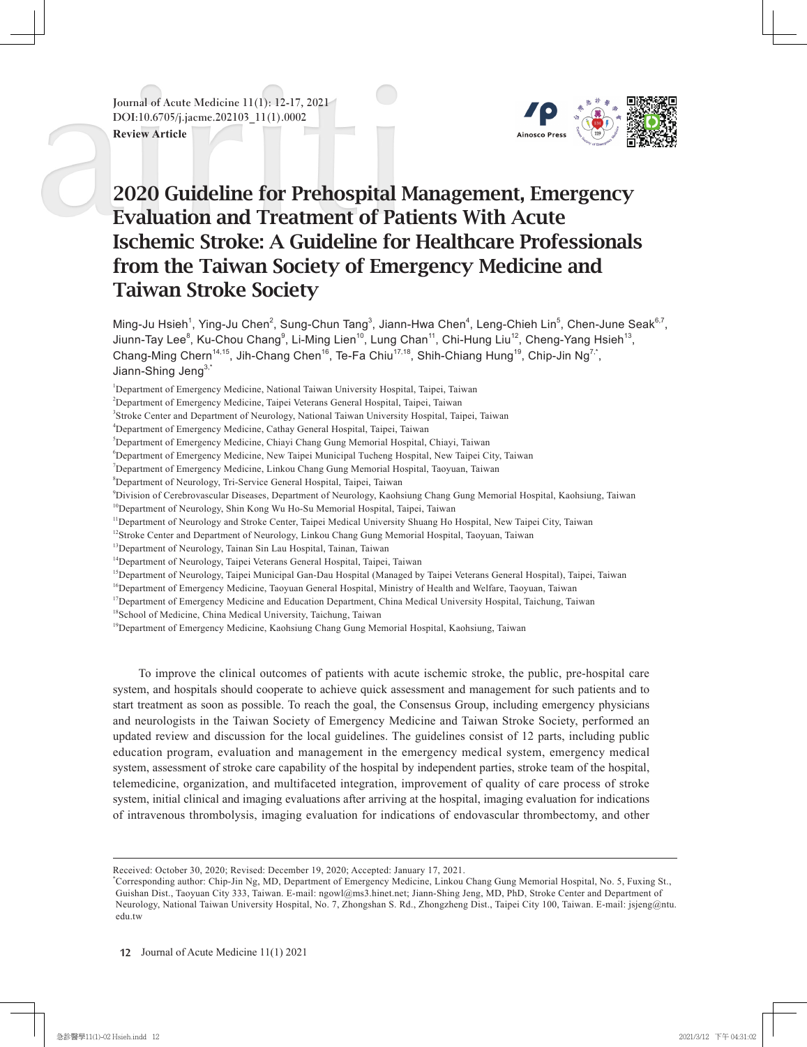Journal of Acute Medicine 11(1): 12-17, 2021
DOI:10.6705/j.jacme.202103_11(1).0002
**Review Article**

# 2020 Guideline for Prehospital Management, Emergency Evaluation and Treatment of Patients With Acute Ischemic Stroke: A Guideline for Healthcare Professionals from the Taiwan Society of Emergency Medicine and Taiwan Stroke Society

Ming-Ju Hsieh[1], Ying-Ju Chen[2], Sung-Chun Tang[3], Jiann-Hwa Chen[4], Leng-Chieh Lin[5], Chen-June Seak[6,7], Jiunn-Tay Lee[8], Ku-Chou Chang[9], Li-Ming Lien[10], Lung Chan[11], Chi-Hung Liu[12], Cheng-Yang Hsieh[13], Chang-Ming Chern[14,15], Jih-Chang Chen[16], Te-Fa Chiu[17,18], Shih-Chiang Hung[19], Chip-Jin Ng[7,*], Jiann-Shing Jeng[3,*]

[1]Department of Emergency Medicine, National Taiwan University Hospital, Taipei, Taiwan
[2]Department of Emergency Medicine, Taipei Veterans General Hospital, Taipei, Taiwan
[3]Stroke Center and Department of Neurology, National Taiwan University Hospital, Taipei, Taiwan
[4]Department of Emergency Medicine, Cathay General Hospital, Taipei, Taiwan
[5]Department of Emergency Medicine, Chiayi Chang Gung Memorial Hospital, Chiayi, Taiwan
[6]Department of Emergency Medicine, New Taipei Municipal Tucheng Hospital, New Taipei City, Taiwan
[7]Department of Emergency Medicine, Linkou Chang Gung Memorial Hospital, Taoyuan, Taiwan
[8]Department of Neurology, Tri-Service General Hospital, Taipei, Taiwan
[9]Division of Cerebrovascular Diseases, Department of Neurology, Kaohsiung Chang Gung Memorial Hospital, Kaohsiung, Taiwan
[10]Department of Neurology, Shin Kong Wu Ho-Su Memorial Hospital, Taipei, Taiwan
[11]Department of Neurology and Stroke Center, Taipei Medical University Shuang Ho Hospital, New Taipei City, Taiwan
[12]Stroke Center and Department of Neurology, Linkou Chang Gung Memorial Hospital, Taoyuan, Taiwan
[13]Department of Neurology, Tainan Sin Lau Hospital, Tainan, Taiwan
[14]Department of Neurology, Taipei Veterans General Hospital, Taipei, Taiwan
[15]Department of Neurology, Taipei Municipal Gan-Dau Hospital (Managed by Taipei Veterans General Hospital), Taipei, Taiwan
[16]Department of Emergency Medicine, Taoyuan General Hospital, Ministry of Health and Welfare, Taoyuan, Taiwan
[17]Department of Emergency Medicine and Education Department, China Medical University Hospital, Taichung, Taiwan
[18]School of Medicine, China Medical University, Taichung, Taiwan
[19]Department of Emergency Medicine, Kaohsiung Chang Gung Memorial Hospital, Kaohsiung, Taiwan

To improve the clinical outcomes of patients with acute ischemic stroke, the public, pre-hospital care system, and hospitals should cooperate to achieve quick assessment and management for such patients and to start treatment as soon as possible. To reach the goal, the Consensus Group, including emergency physicians and neurologists in the Taiwan Society of Emergency Medicine and Taiwan Stroke Society, performed an updated review and discussion for the local guidelines. The guidelines consist of 12 parts, including public education program, evaluation and management in the emergency medical system, emergency medical system, assessment of stroke care capability of the hospital by independent parties, stroke team of the hospital, telemedicine, organization, and multifaceted integration, improvement of quality of care process of stroke system, initial clinical and imaging evaluations after arriving at the hospital, imaging evaluation for indications of intravenous thrombolysis, imaging evaluation for indications of endovascular thrombectomy, and other

---

Received: October 30, 2020; Revised: December 19, 2020; Accepted: January 17, 2021.
*Corresponding author: Chip-Jin Ng, MD, Department of Emergency Medicine, Linkou Chang Gung Memorial Hospital, No. 5, Fuxing St., Guishan Dist., Taoyuan City 333, Taiwan. E-mail: ngowl@ms3.hinet.net; Jiann-Shing Jeng, MD, PhD, Stroke Center and Department of Neurology, National Taiwan University Hospital, No. 7, Zhongshan S. Rd., Zhongzheng Dist., Taipei City 100, Taiwan. E-mail: jsjeng@ntu.edu.tw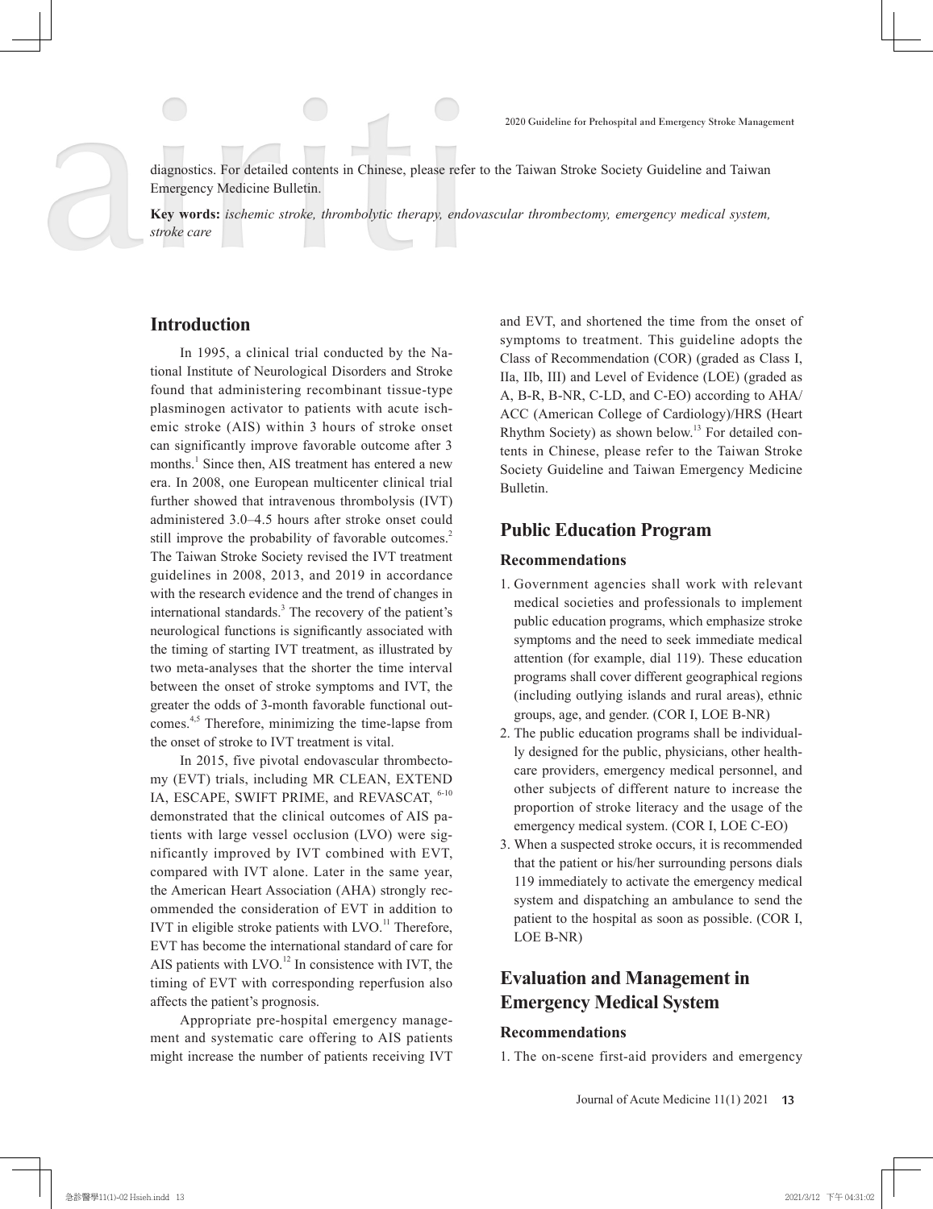diagnostics. For detailed contents in Chinese, please refer to the Taiwan Stroke Society Guideline and Taiwan Emergency Medicine Bulletin.

**Key words:** *ischemic stroke, thrombolytic therapy, endovascular thrombectomy, emergency medical system, stroke care*

## Introduction

In 1995, a clinical trial conducted by the National Institute of Neurological Disorders and Stroke found that administering recombinant tissue-type plasminogen activator to patients with acute ischemic stroke (AIS) within 3 hours of stroke onset can significantly improve favorable outcome after 3 months.[1] Since then, AIS treatment has entered a new era. In 2008, one European multicenter clinical trial further showed that intravenous thrombolysis (IVT) administered 3.0–4.5 hours after stroke onset could still improve the probability of favorable outcomes.[2] The Taiwan Stroke Society revised the IVT treatment guidelines in 2008, 2013, and 2019 in accordance with the research evidence and the trend of changes in international standards.[3] The recovery of the patient's neurological functions is significantly associated with the timing of starting IVT treatment, as illustrated by two meta-analyses that the shorter the time interval between the onset of stroke symptoms and IVT, the greater the odds of 3-month favorable functional outcomes.[4,5] Therefore, minimizing the time-lapse from the onset of stroke to IVT treatment is vital.

In 2015, five pivotal endovascular thrombectomy (EVT) trials, including MR CLEAN, EXTEND IA, ESCAPE, SWIFT PRIME, and REVASCAT, [6-10] demonstrated that the clinical outcomes of AIS patients with large vessel occlusion (LVO) were significantly improved by IVT combined with EVT, compared with IVT alone. Later in the same year, the American Heart Association (AHA) strongly recommended the consideration of EVT in addition to IVT in eligible stroke patients with LVO.[11] Therefore, EVT has become the international standard of care for AIS patients with LVO.[12] In consistence with IVT, the timing of EVT with corresponding reperfusion also affects the patient's prognosis.

Appropriate pre-hospital emergency management and systematic care offering to AIS patients might increase the number of patients receiving IVT and EVT, and shortened the time from the onset of symptoms to treatment. This guideline adopts the Class of Recommendation (COR) (graded as Class I, IIa, IIb, III) and Level of Evidence (LOE) (graded as A, B-R, B-NR, C-LD, and C-EO) according to AHA/ACC (American College of Cardiology)/HRS (Heart Rhythm Society) as shown below.[13] For detailed contents in Chinese, please refer to the Taiwan Stroke Society Guideline and Taiwan Emergency Medicine Bulletin.

## Public Education Program

### Recommendations

1. Government agencies shall work with relevant medical societies and professionals to implement public education programs, which emphasize stroke symptoms and the need to seek immediate medical attention (for example, dial 119). These education programs shall cover different geographical regions (including outlying islands and rural areas), ethnic groups, age, and gender. (COR I, LOE B-NR)
2. The public education programs shall be individually designed for the public, physicians, other healthcare providers, emergency medical personnel, and other subjects of different nature to increase the proportion of stroke literacy and the usage of the emergency medical system. (COR I, LOE C-EO)
3. When a suspected stroke occurs, it is recommended that the patient or his/her surrounding persons dials 119 immediately to activate the emergency medical system and dispatching an ambulance to send the patient to the hospital as soon as possible. (COR I, LOE B-NR)

## Evaluation and Management in Emergency Medical System

### Recommendations

1. The on-scene first-aid providers and emergency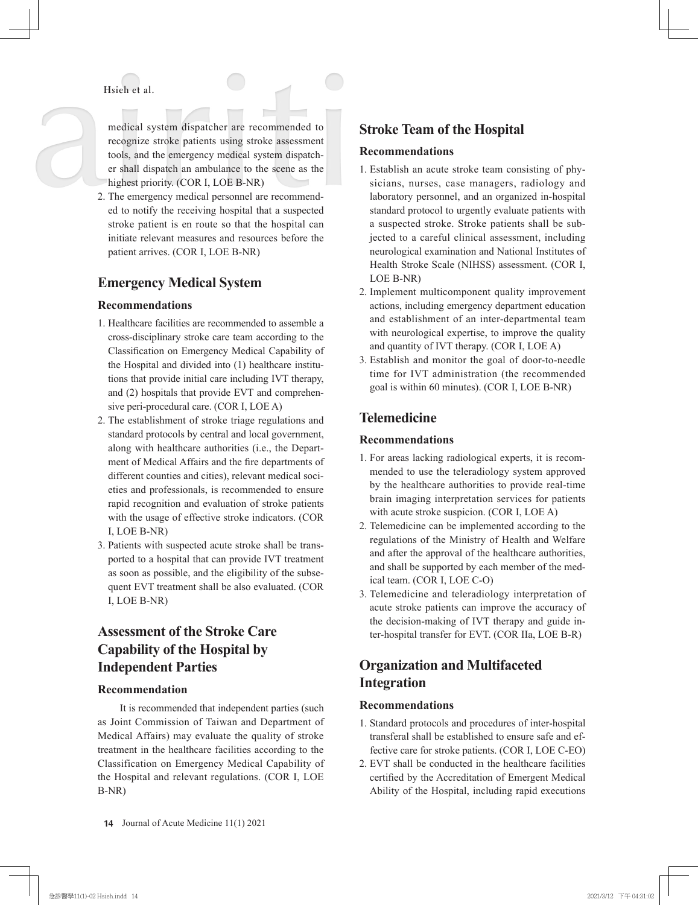medical system dispatcher are recommended to recognize stroke patients using stroke assessment tools, and the emergency medical system dispatcher shall dispatch an ambulance to the scene as the highest priority. (COR I, LOE B-NR)

2. The emergency medical personnel are recommended to notify the receiving hospital that a suspected stroke patient is en route so that the hospital can initiate relevant measures and resources before the patient arrives. (COR I, LOE B-NR)

## Emergency Medical System

### Recommendations

1. Healthcare facilities are recommended to assemble a cross-disciplinary stroke care team according to the Classification on Emergency Medical Capability of the Hospital and divided into (1) healthcare institutions that provide initial care including IVT therapy, and (2) hospitals that provide EVT and comprehensive peri-procedural care. (COR I, LOE A)
2. The establishment of stroke triage regulations and standard protocols by central and local government, along with healthcare authorities (i.e., the Department of Medical Affairs and the fire departments of different counties and cities), relevant medical societies and professionals, is recommended to ensure rapid recognition and evaluation of stroke patients with the usage of effective stroke indicators. (COR I, LOE B-NR)
3. Patients with suspected acute stroke shall be transported to a hospital that can provide IVT treatment as soon as possible, and the eligibility of the subsequent EVT treatment shall be also evaluated. (COR I, LOE B-NR)

## Assessment of the Stroke Care Capability of the Hospital by Independent Parties

### Recommendation

It is recommended that independent parties (such as Joint Commission of Taiwan and Department of Medical Affairs) may evaluate the quality of stroke treatment in the healthcare facilities according to the Classification on Emergency Medical Capability of the Hospital and relevant regulations. (COR I, LOE B-NR)

## Stroke Team of the Hospital

### Recommendations

1. Establish an acute stroke team consisting of physicians, nurses, case managers, radiology and laboratory personnel, and an organized in-hospital standard protocol to urgently evaluate patients with a suspected stroke. Stroke patients shall be subjected to a careful clinical assessment, including neurological examination and National Institutes of Health Stroke Scale (NIHSS) assessment. (COR I, LOE B-NR)
2. Implement multicomponent quality improvement actions, including emergency department education and establishment of an inter-departmental team with neurological expertise, to improve the quality and quantity of IVT therapy. (COR I, LOE A)
3. Establish and monitor the goal of door-to-needle time for IVT administration (the recommended goal is within 60 minutes). (COR I, LOE B-NR)

## Telemedicine

### Recommendations

1. For areas lacking radiological experts, it is recommended to use the teleradiology system approved by the healthcare authorities to provide real-time brain imaging interpretation services for patients with acute stroke suspicion. (COR I, LOE A)
2. Telemedicine can be implemented according to the regulations of the Ministry of Health and Welfare and after the approval of the healthcare authorities, and shall be supported by each member of the medical team. (COR I, LOE C-O)
3. Telemedicine and teleradiology interpretation of acute stroke patients can improve the accuracy of the decision-making of IVT therapy and guide inter-hospital transfer for EVT. (COR IIa, LOE B-R)

## Organization and Multifaceted Integration

### Recommendations

1. Standard protocols and procedures of inter-hospital transferal shall be established to ensure safe and effective care for stroke patients. (COR I, LOE C-EO)
2. EVT shall be conducted in the healthcare facilities certified by the Accreditation of Emergent Medical Ability of the Hospital, including rapid executions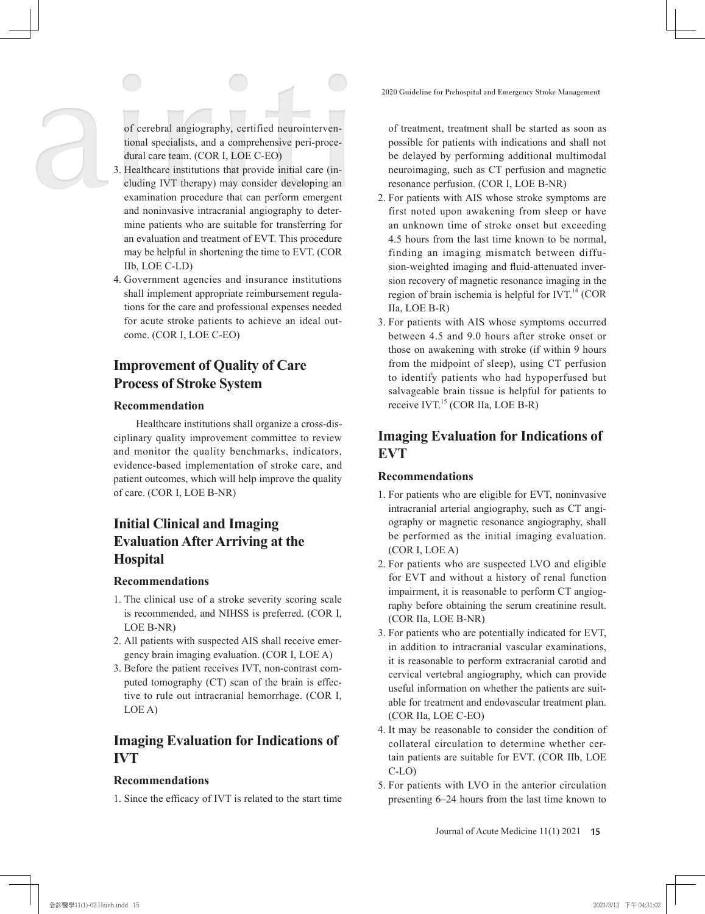of cerebral angiography, certified neurointerventional specialists, and a comprehensive peri-procedural care team. (COR I, LOE C-EO)

3. Healthcare institutions that provide initial care (including IVT therapy) may consider developing an examination procedure that can perform emergent and noninvasive intracranial angiography to determine patients who are suitable for transferring for an evaluation and treatment of EVT. This procedure may be helpful in shortening the time to EVT. (COR IIb, LOE C-LD)
4. Government agencies and insurance institutions shall implement appropriate reimbursement regulations for the care and professional expenses needed for acute stroke patients to achieve an ideal outcome. (COR I, LOE C-EO)

## Improvement of Quality of Care Process of Stroke System

### Recommendation

Healthcare institutions shall organize a cross-disciplinary quality improvement committee to review and monitor the quality benchmarks, indicators, evidence-based implementation of stroke care, and patient outcomes, which will help improve the quality of care. (COR I, LOE B-NR)

## Initial Clinical and Imaging Evaluation After Arriving at the Hospital

### Recommendations

1. The clinical use of a stroke severity scoring scale is recommended, and NIHSS is preferred. (COR I, LOE B-NR)
2. All patients with suspected AIS shall receive emergency brain imaging evaluation. (COR I, LOE A)
3. Before the patient receives IVT, non-contrast computed tomography (CT) scan of the brain is effective to rule out intracranial hemorrhage. (COR I, LOE A)

## Imaging Evaluation for Indications of IVT

### Recommendations

1. Since the efficacy of IVT is related to the start time of treatment, treatment shall be started as soon as possible for patients with indications and shall not be delayed by performing additional multimodal neuroimaging, such as CT perfusion and magnetic resonance perfusion. (COR I, LOE B-NR)
2. For patients with AIS whose stroke symptoms are first noted upon awakening from sleep or have an unknown time of stroke onset but exceeding 4.5 hours from the last time known to be normal, finding an imaging mismatch between diffusion-weighted imaging and fluid-attenuated inversion recovery of magnetic resonance imaging in the region of brain ischemia is helpful for IVT.[14] (COR IIa, LOE B-R)
3. For patients with AIS whose symptoms occurred between 4.5 and 9.0 hours after stroke onset or those on awakening with stroke (if within 9 hours from the midpoint of sleep), using CT perfusion to identify patients who had hypoperfused but salvageable brain tissue is helpful for patients to receive IVT.[15] (COR IIa, LOE B-R)

## Imaging Evaluation for Indications of EVT

### Recommendations

1. For patients who are eligible for EVT, noninvasive intracranial arterial angiography, such as CT angiography or magnetic resonance angiography, shall be performed as the initial imaging evaluation. (COR I, LOE A)
2. For patients who are suspected LVO and eligible for EVT and without a history of renal function impairment, it is reasonable to perform CT angiography before obtaining the serum creatinine result. (COR IIa, LOE B-NR)
3. For patients who are potentially indicated for EVT, in addition to intracranial vascular examinations, it is reasonable to perform extracranial carotid and cervical vertebral angiography, which can provide useful information on whether the patients are suitable for treatment and endovascular treatment plan. (COR IIa, LOE C-EO)
4. It may be reasonable to consider the condition of collateral circulation to determine whether certain patients are suitable for EVT. (COR IIb, LOE C-LO)
5. For patients with LVO in the anterior circulation presenting 6–24 hours from the last time known to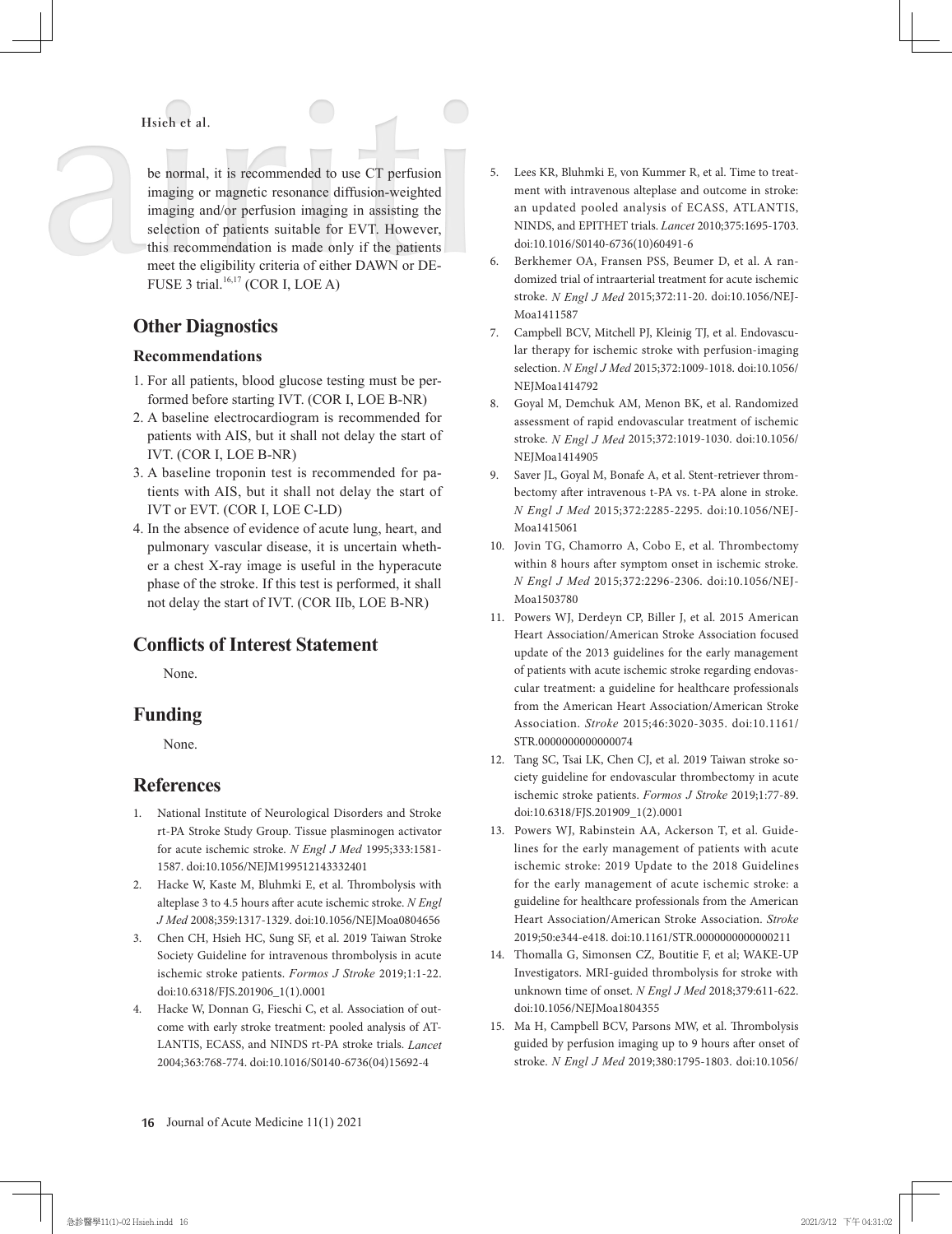be normal, it is recommended to use CT perfusion imaging or magnetic resonance diffusion-weighted imaging and/or perfusion imaging in assisting the selection of patients suitable for EVT. However, this recommendation is made only if the patients meet the eligibility criteria of either DAWN or DEFUSE 3 trial.[16,17] (COR I, LOE A)

## Other Diagnostics

### Recommendations

1. For all patients, blood glucose testing must be performed before starting IVT. (COR I, LOE B-NR)
2. A baseline electrocardiogram is recommended for patients with AIS, but it shall not delay the start of IVT. (COR I, LOE B-NR)
3. A baseline troponin test is recommended for patients with AIS, but it shall not delay the start of IVT or EVT. (COR I, LOE C-LD)
4. In the absence of evidence of acute lung, heart, and pulmonary vascular disease, it is uncertain whether a chest X-ray image is useful in the hyperacute phase of the stroke. If this test is performed, it shall not delay the start of IVT. (COR IIb, LOE B-NR)

## Conflicts of Interest Statement

None.

## Funding

None.

## References

1. National Institute of Neurological Disorders and Stroke rt-PA Stroke Study Group. Tissue plasminogen activator for acute ischemic stroke. *N Engl J Med* 1995;333:1581-1587. doi:10.1056/NEJM199512143332401
2. Hacke W, Kaste M, Bluhmki E, et al. Thrombolysis with alteplase 3 to 4.5 hours after acute ischemic stroke. *N Engl J Med* 2008;359:1317-1329. doi:10.1056/NEJMoa0804656
3. Chen CH, Hsieh HC, Sung SF, et al. 2019 Taiwan Stroke Society Guideline for intravenous thrombolysis in acute ischemic stroke patients. *Formos J Stroke* 2019;1:1-22. doi:10.6318/FJS.201906_1(1).0001
4. Hacke W, Donnan G, Fieschi C, et al. Association of outcome with early stroke treatment: pooled analysis of ATLANTIS, ECASS, and NINDS rt-PA stroke trials. *Lancet* 2004;363:768-774. doi:10.1016/S0140-6736(04)15692-4
5. Lees KR, Bluhmki E, von Kummer R, et al. Time to treatment with intravenous alteplase and outcome in stroke: an updated pooled analysis of ECASS, ATLANTIS, NINDS, and EPITHET trials. *Lancet* 2010;375:1695-1703. doi:10.1016/S0140-6736(10)60491-6
6. Berkhemer OA, Fransen PSS, Beumer D, et al. A randomized trial of intraarterial treatment for acute ischemic stroke. *N Engl J Med* 2015;372:11-20. doi:10.1056/NEJMoa1411587
7. Campbell BCV, Mitchell PJ, Kleinig TJ, et al. Endovascular therapy for ischemic stroke with perfusion-imaging selection. *N Engl J Med* 2015;372:1009-1018. doi:10.1056/NEJMoa1414792
8. Goyal M, Demchuk AM, Menon BK, et al. Randomized assessment of rapid endovascular treatment of ischemic stroke. *N Engl J Med* 2015;372:1019-1030. doi:10.1056/NEJMoa1414905
9. Saver JL, Goyal M, Bonafe A, et al. Stent-retriever thrombectomy after intravenous t-PA vs. t-PA alone in stroke. *N Engl J Med* 2015;372:2285-2295. doi:10.1056/NEJMoa1415061
10. Jovin TG, Chamorro A, Cobo E, et al. Thrombectomy within 8 hours after symptom onset in ischemic stroke. *N Engl J Med* 2015;372:2296-2306. doi:10.1056/NEJMoa1503780
11. Powers WJ, Derdeyn CP, Biller J, et al. 2015 American Heart Association/American Stroke Association focused update of the 2013 guidelines for the early management of patients with acute ischemic stroke regarding endovascular treatment: a guideline for healthcare professionals from the American Heart Association/American Stroke Association. *Stroke* 2015;46:3020-3035. doi:10.1161/STR.0000000000000074
12. Tang SC, Tsai LK, Chen CJ, et al. 2019 Taiwan stroke society guideline for endovascular thrombectomy in acute ischemic stroke patients. *Formos J Stroke* 2019;1:77-89. doi:10.6318/FJS.201909_1(2).0001
13. Powers WJ, Rabinstein AA, Ackerson T, et al. Guidelines for the early management of patients with acute ischemic stroke: 2019 Update to the 2018 Guidelines for the early management of acute ischemic stroke: a guideline for healthcare professionals from the American Heart Association/American Stroke Association. *Stroke* 2019;50:e344-e418. doi:10.1161/STR.0000000000000211
14. Thomalla G, Simonsen CZ, Boutitie F, et al; WAKE-UP Investigators. MRI-guided thrombolysis for stroke with unknown time of onset. *N Engl J Med* 2018;379:611-622. doi:10.1056/NEJMoa1804355
15. Ma H, Campbell BCV, Parsons MW, et al. Thrombolysis guided by perfusion imaging up to 9 hours after onset of stroke. *N Engl J Med* 2019;380:1795-1803. doi:10.1056/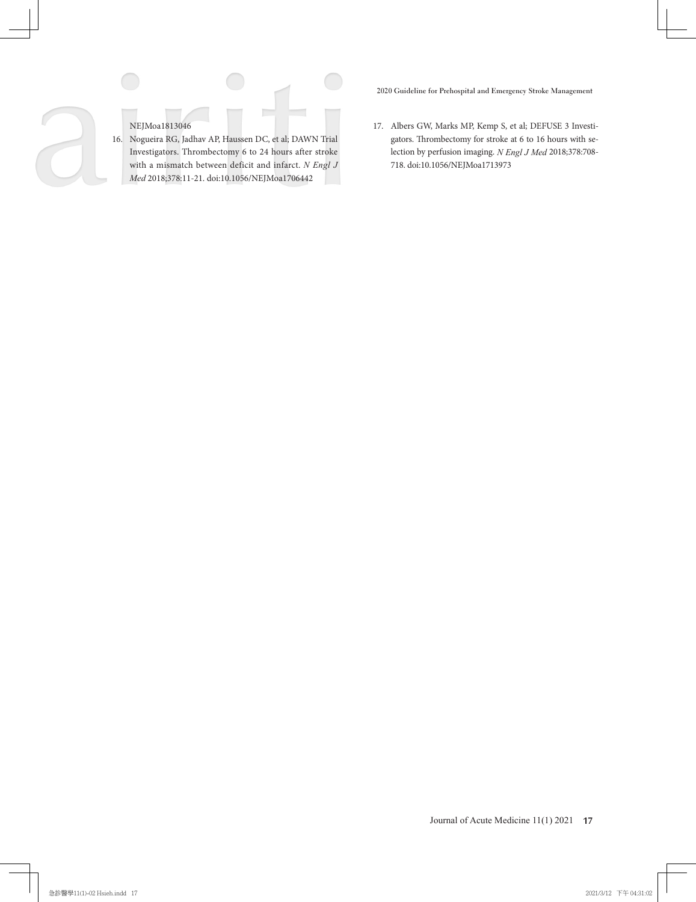NEJMoa1813046

16. Nogueira RG, Jadhav AP, Haussen DC, et al; DAWN Trial Investigators. Thrombectomy 6 to 24 hours after stroke with a mismatch between deficit and infarct. *N Engl J Med* 2018;378:11-21. doi:10.1056/NEJMoa1706442

17. Albers GW, Marks MP, Kemp S, et al; DEFUSE 3 Investigators. Thrombectomy for stroke at 6 to 16 hours with selection by perfusion imaging. *N Engl J Med* 2018;378:708-718. doi:10.1056/NEJMoa1713973